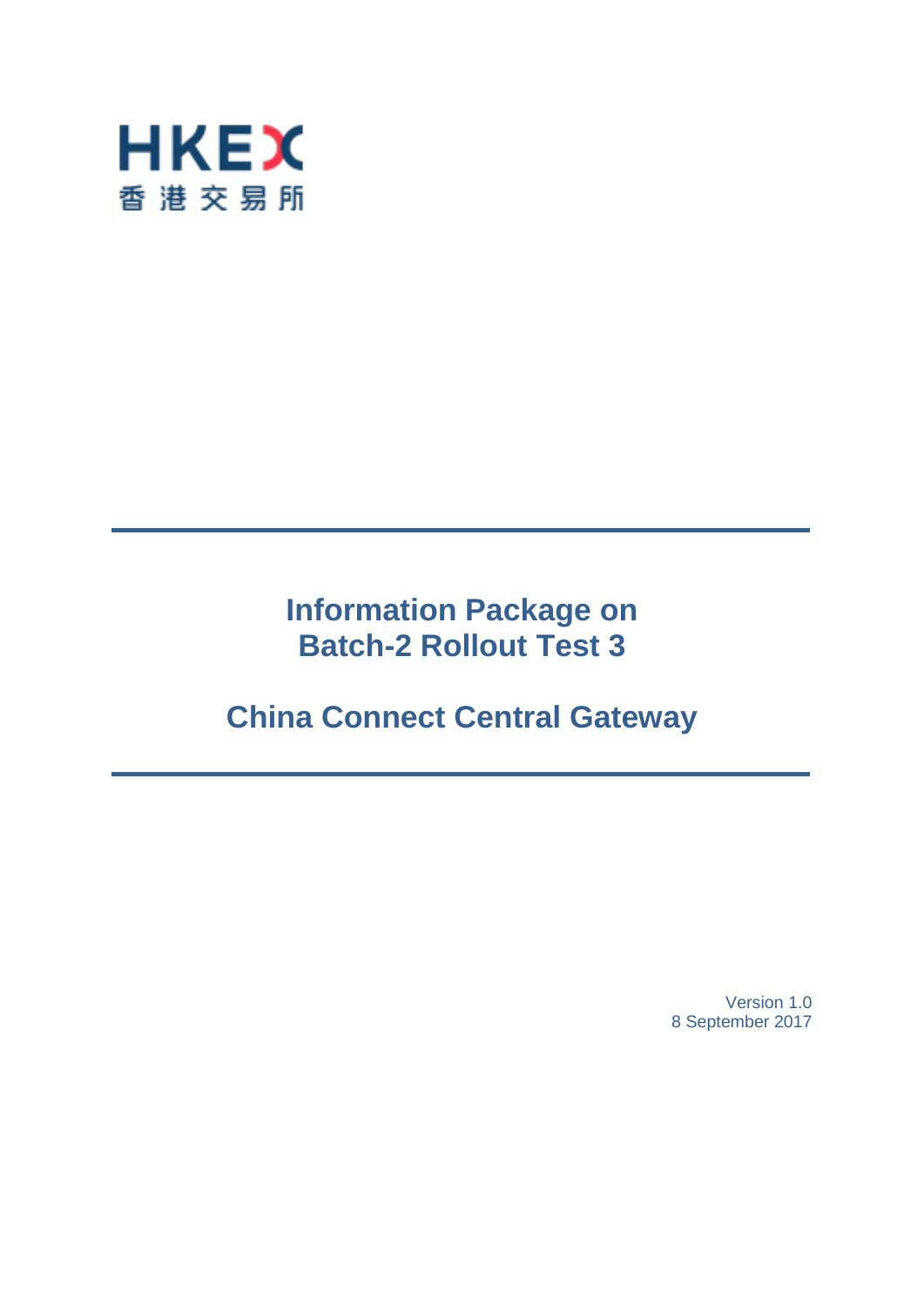HKEX
香港交易所

# Information Package on Batch-2 Rollout Test 3

# China Connect Central Gateway

Version 1.0
8 September 2017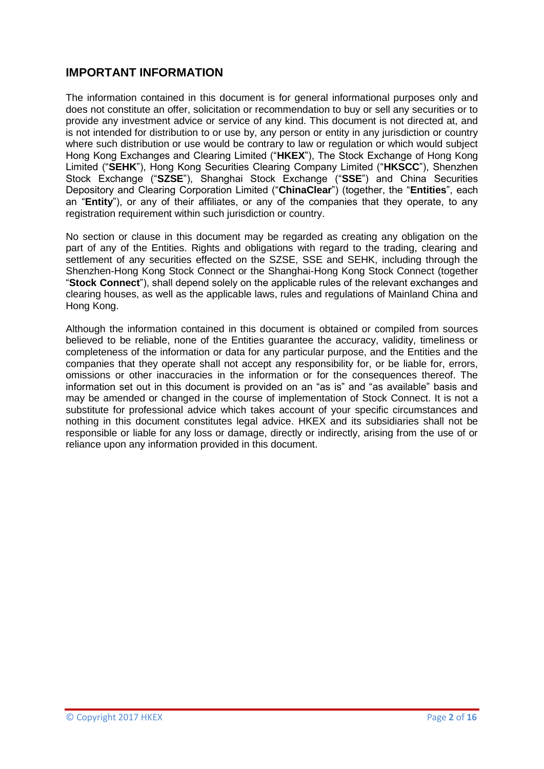## IMPORTANT INFORMATION

The information contained in this document is for general informational purposes only and does not constitute an offer, solicitation or recommendation to buy or sell any securities or to provide any investment advice or service of any kind. This document is not directed at, and is not intended for distribution to or use by, any person or entity in any jurisdiction or country where such distribution or use would be contrary to law or regulation or which would subject Hong Kong Exchanges and Clearing Limited ("**HKEX**"), The Stock Exchange of Hong Kong Limited ("**SEHK**"), Hong Kong Securities Clearing Company Limited ("**HKSCC**"), Shenzhen Stock Exchange ("**SZSE**"), Shanghai Stock Exchange ("**SSE**") and China Securities Depository and Clearing Corporation Limited ("**ChinaClear**") (together, the "**Entities**", each an "**Entity**"), or any of their affiliates, or any of the companies that they operate, to any registration requirement within such jurisdiction or country.

No section or clause in this document may be regarded as creating any obligation on the part of any of the Entities. Rights and obligations with regard to the trading, clearing and settlement of any securities effected on the SZSE, SSE and SEHK, including through the Shenzhen-Hong Kong Stock Connect or the Shanghai-Hong Kong Stock Connect (together "**Stock Connect**"), shall depend solely on the applicable rules of the relevant exchanges and clearing houses, as well as the applicable laws, rules and regulations of Mainland China and Hong Kong.

Although the information contained in this document is obtained or compiled from sources believed to be reliable, none of the Entities guarantee the accuracy, validity, timeliness or completeness of the information or data for any particular purpose, and the Entities and the companies that they operate shall not accept any responsibility for, or be liable for, errors, omissions or other inaccuracies in the information or for the consequences thereof. The information set out in this document is provided on an "as is" and "as available" basis and may be amended or changed in the course of implementation of Stock Connect. It is not a substitute for professional advice which takes account of your specific circumstances and nothing in this document constitutes legal advice. HKEX and its subsidiaries shall not be responsible or liable for any loss or damage, directly or indirectly, arising from the use of or reliance upon any information provided in this document.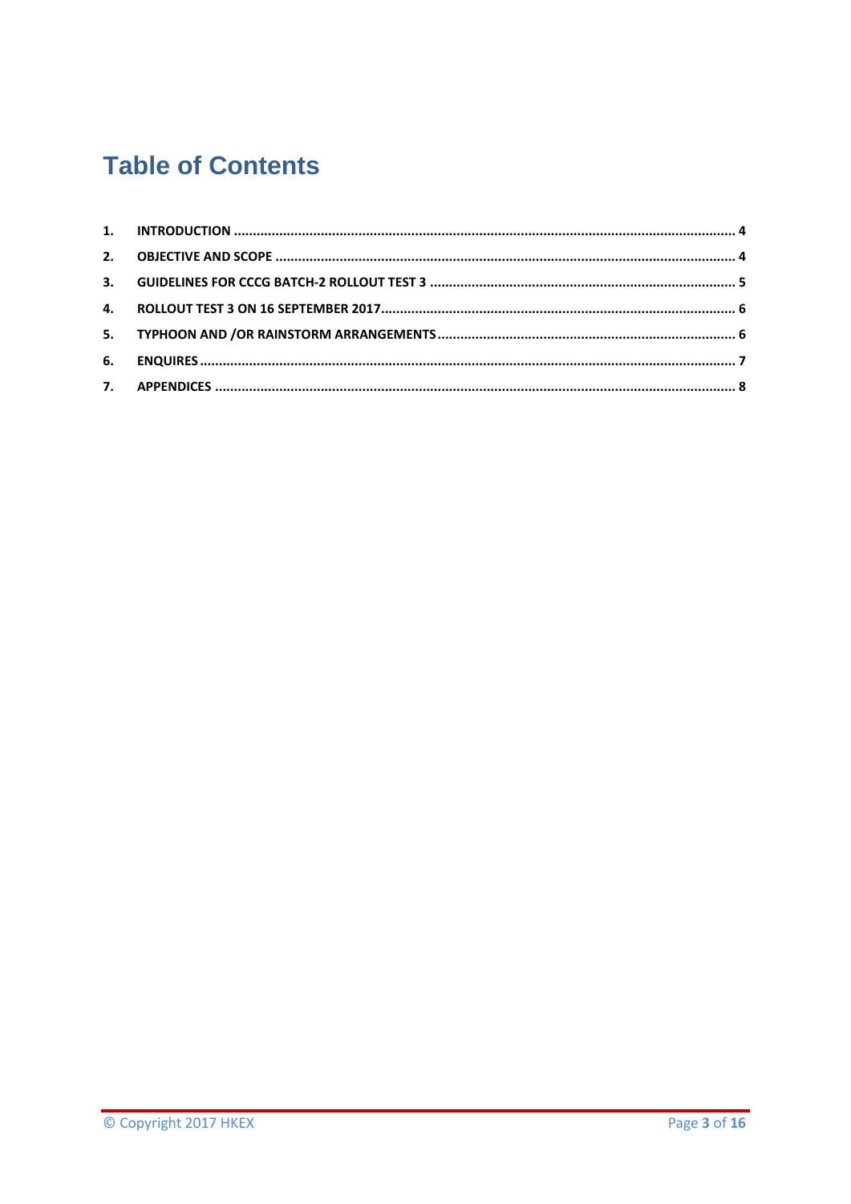# Table of Contents

1. INTRODUCTION ........................................................................................................................ 4
2. OBJECTIVE AND SCOPE ............................................................................................................ 4
3. GUIDELINES FOR CCCG BATCH-2 ROLLOUT TEST 3 ................................................................... 5
4. ROLLOUT TEST 3 ON 16 SEPTEMBER 2017.................................................................................. 6
5. TYPHOON AND /OR RAINSTORM ARRANGEMENTS .................................................................... 6
6. ENQUIRES ................................................................................................................................ 7
7. APPENDICES ............................................................................................................................ 8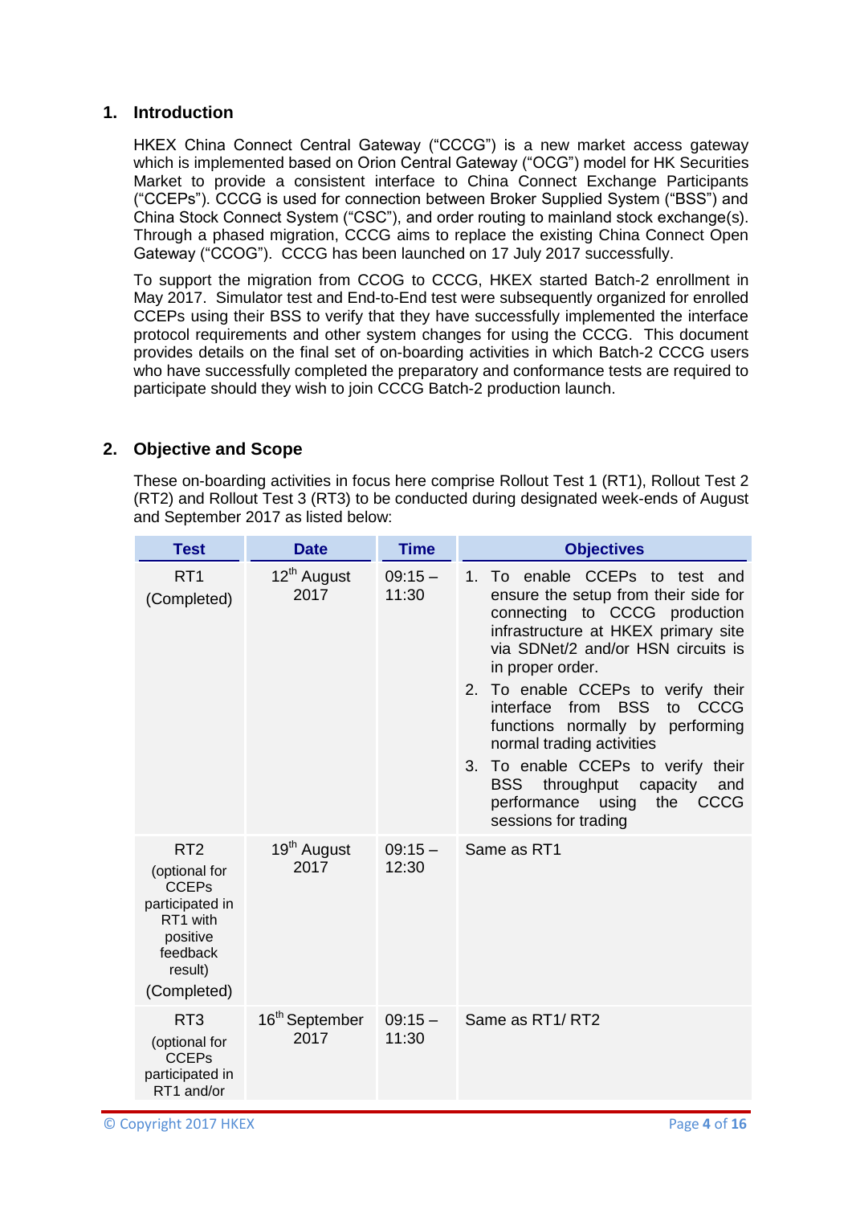## 1. Introduction

HKEX China Connect Central Gateway ("CCCG") is a new market access gateway which is implemented based on Orion Central Gateway ("OCG") model for HK Securities Market to provide a consistent interface to China Connect Exchange Participants ("CCEPs"). CCCG is used for connection between Broker Supplied System ("BSS") and China Stock Connect System ("CSC"), and order routing to mainland stock exchange(s). Through a phased migration, CCCG aims to replace the existing China Connect Open Gateway ("CCOG"). CCCG has been launched on 17 July 2017 successfully.

To support the migration from CCOG to CCCG, HKEX started Batch-2 enrollment in May 2017. Simulator test and End-to-End test were subsequently organized for enrolled CCEPs using their BSS to verify that they have successfully implemented the interface protocol requirements and other system changes for using the CCCG. This document provides details on the final set of on-boarding activities in which Batch-2 CCCG users who have successfully completed the preparatory and conformance tests are required to participate should they wish to join CCCG Batch-2 production launch.

## 2. Objective and Scope

These on-boarding activities in focus here comprise Rollout Test 1 (RT1), Rollout Test 2 (RT2) and Rollout Test 3 (RT3) to be conducted during designated week-ends of August and September 2017 as listed below:

| Test | Date | Time | Objectives |
|---|---|---|---|
| RT1 (Completed) | 12th August 2017 | 09:15 – 11:30 | 1. To enable CCEPs to test and ensure the setup from their side for connecting to CCCG production infrastructure at HKEX primary site via SDNet/2 and/or HSN circuits is in proper order.<br>2. To enable CCEPs to verify their interface from BSS to CCCG functions normally by performing normal trading activities<br>3. To enable CCEPs to verify their BSS throughput capacity and performance using the CCCG sessions for trading |
| RT2 (optional for CCEPs participated in RT1 with positive feedback result) (Completed) | 19th August 2017 | 09:15 – 12:30 | Same as RT1 |
| RT3 (optional for CCEPs participated in RT1 and/or | 16th September 2017 | 09:15 – 11:30 | Same as RT1/ RT2 |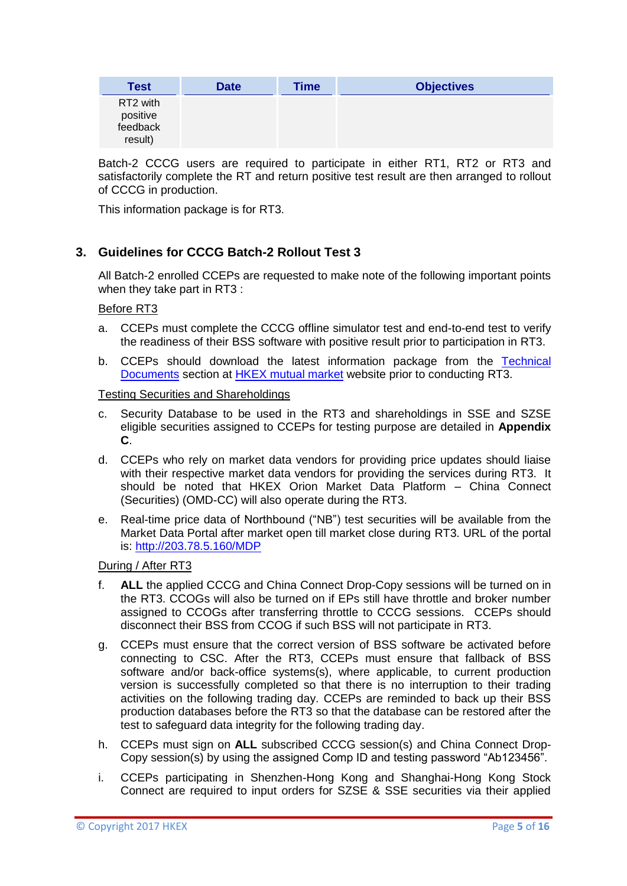| Test | Date | Time | Objectives |
|---|---|---|---|
| RT2 with positive feedback result) | | | |

Batch-2 CCCG users are required to participate in either RT1, RT2 or RT3 and satisfactorily complete the RT and return positive test result are then arranged to rollout of CCCG in production.

This information package is for RT3.

## 3. Guidelines for CCCG Batch-2 Rollout Test 3

All Batch-2 enrolled CCEPs are requested to make note of the following important points when they take part in RT3 :

Before RT3

a. CCEPs must complete the CCCG offline simulator test and end-to-end test to verify the readiness of their BSS software with positive result prior to participation in RT3.

b. CCEPs should download the latest information package from the Technical Documents section at HKEX mutual market website prior to conducting RT3.

Testing Securities and Shareholdings

c. Security Database to be used in the RT3 and shareholdings in SSE and SZSE eligible securities assigned to CCEPs for testing purpose are detailed in **Appendix C**.

d. CCEPs who rely on market data vendors for providing price updates should liaise with their respective market data vendors for providing the services during RT3. It should be noted that HKEX Orion Market Data Platform – China Connect (Securities) (OMD-CC) will also operate during the RT3.

e. Real-time price data of Northbound ("NB") test securities will be available from the Market Data Portal after market open till market close during RT3. URL of the portal is: http://203.78.5.160/MDP

During / After RT3

f. **ALL** the applied CCCG and China Connect Drop-Copy sessions will be turned on in the RT3. CCOGs will also be turned on if EPs still have throttle and broker number assigned to CCOGs after transferring throttle to CCCG sessions. CCEPs should disconnect their BSS from CCOG if such BSS will not participate in RT3.

g. CCEPs must ensure that the correct version of BSS software be activated before connecting to CSC. After the RT3, CCEPs must ensure that fallback of BSS software and/or back-office systems(s), where applicable, to current production version is successfully completed so that there is no interruption to their trading activities on the following trading day. CCEPs are reminded to back up their BSS production databases before the RT3 so that the database can be restored after the test to safeguard data integrity for the following trading day.

h. CCEPs must sign on **ALL** subscribed CCCG session(s) and China Connect Drop-Copy session(s) by using the assigned Comp ID and testing password "Ab123456".

i. CCEPs participating in Shenzhen-Hong Kong and Shanghai-Hong Kong Stock Connect are required to input orders for SZSE & SSE securities via their applied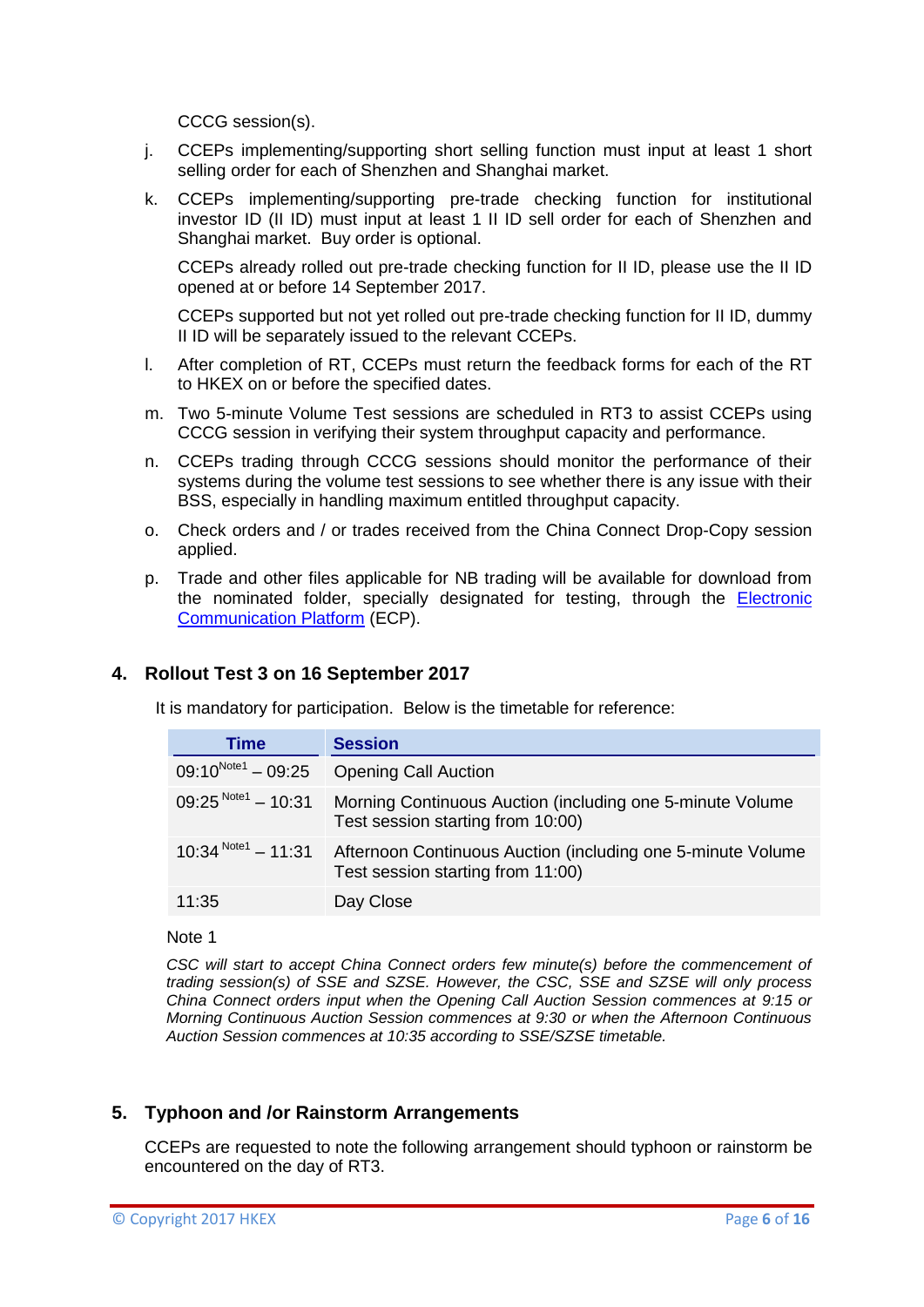CCCG session(s).

j. CCEPs implementing/supporting short selling function must input at least 1 short selling order for each of Shenzhen and Shanghai market.

k. CCEPs implementing/supporting pre-trade checking function for institutional investor ID (II ID) must input at least 1 II ID sell order for each of Shenzhen and Shanghai market. Buy order is optional.

   CCEPs already rolled out pre-trade checking function for II ID, please use the II ID opened at or before 14 September 2017.

   CCEPs supported but not yet rolled out pre-trade checking function for II ID, dummy II ID will be separately issued to the relevant CCEPs.

l. After completion of RT, CCEPs must return the feedback forms for each of the RT to HKEX on or before the specified dates.

m. Two 5-minute Volume Test sessions are scheduled in RT3 to assist CCEPs using CCCG session in verifying their system throughput capacity and performance.

n. CCEPs trading through CCCG sessions should monitor the performance of their systems during the volume test sessions to see whether there is any issue with their BSS, especially in handling maximum entitled throughput capacity.

o. Check orders and / or trades received from the China Connect Drop-Copy session applied.

p. Trade and other files applicable for NB trading will be available for download from the nominated folder, specially designated for testing, through the Electronic Communication Platform (ECP).

## 4. Rollout Test 3 on 16 September 2017

It is mandatory for participation. Below is the timetable for reference:

| Time | Session |
|---|---|
| 09:10[Note1] – 09:25 | Opening Call Auction |
| 09:25 [Note1] – 10:31 | Morning Continuous Auction (including one 5-minute Volume Test session starting from 10:00) |
| 10:34 [Note1] – 11:31 | Afternoon Continuous Auction (including one 5-minute Volume Test session starting from 11:00) |
| 11:35 | Day Close |

Note 1

*CSC will start to accept China Connect orders few minute(s) before the commencement of trading session(s) of SSE and SZSE. However, the CSC, SSE and SZSE will only process China Connect orders input when the Opening Call Auction Session commences at 9:15 or Morning Continuous Auction Session commences at 9:30 or when the Afternoon Continuous Auction Session commences at 10:35 according to SSE/SZSE timetable.*

## 5. Typhoon and /or Rainstorm Arrangements

CCEPs are requested to note the following arrangement should typhoon or rainstorm be encountered on the day of RT3.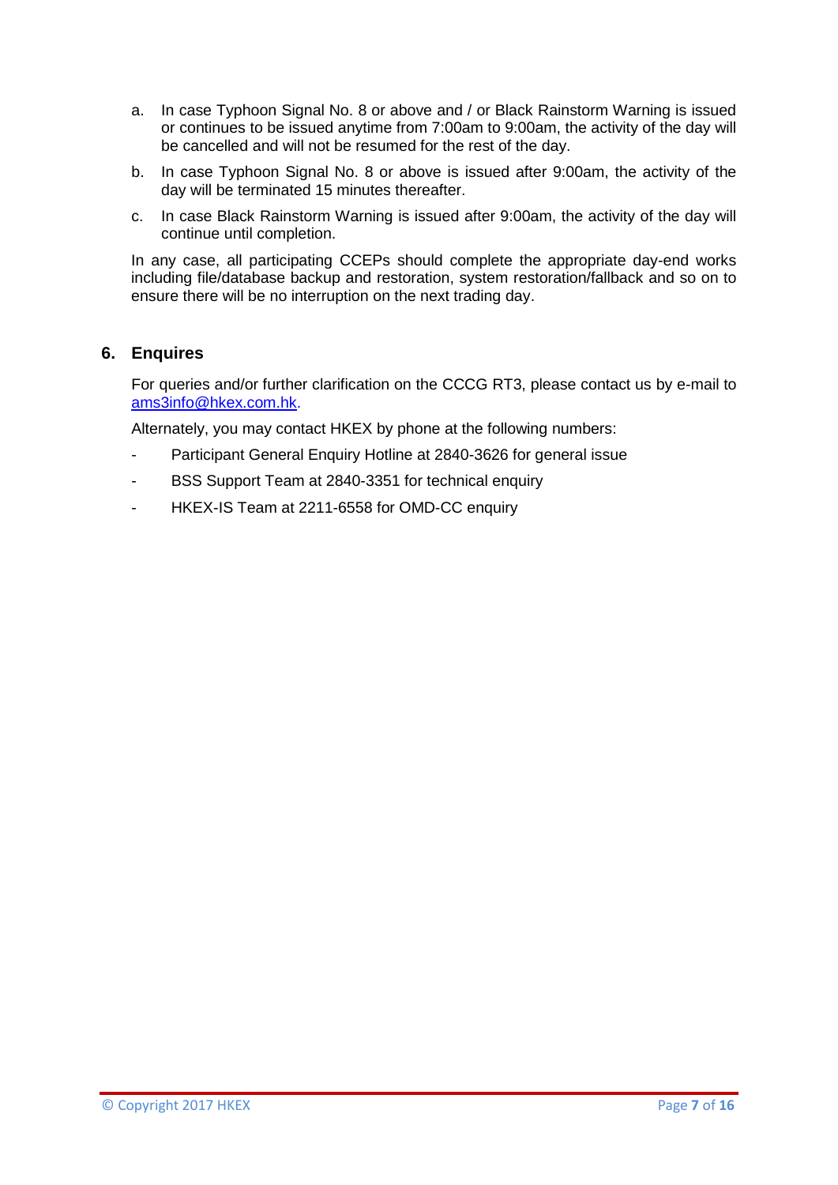a. In case Typhoon Signal No. 8 or above and / or Black Rainstorm Warning is issued or continues to be issued anytime from 7:00am to 9:00am, the activity of the day will be cancelled and will not be resumed for the rest of the day.

b. In case Typhoon Signal No. 8 or above is issued after 9:00am, the activity of the day will be terminated 15 minutes thereafter.

c. In case Black Rainstorm Warning is issued after 9:00am, the activity of the day will continue until completion.

In any case, all participating CCEPs should complete the appropriate day-end works including file/database backup and restoration, system restoration/fallback and so on to ensure there will be no interruption on the next trading day.

## 6. Enquires

For queries and/or further clarification on the CCCG RT3, please contact us by e-mail to ams3info@hkex.com.hk.

Alternately, you may contact HKEX by phone at the following numbers:

- Participant General Enquiry Hotline at 2840-3626 for general issue
- BSS Support Team at 2840-3351 for technical enquiry
- HKEX-IS Team at 2211-6558 for OMD-CC enquiry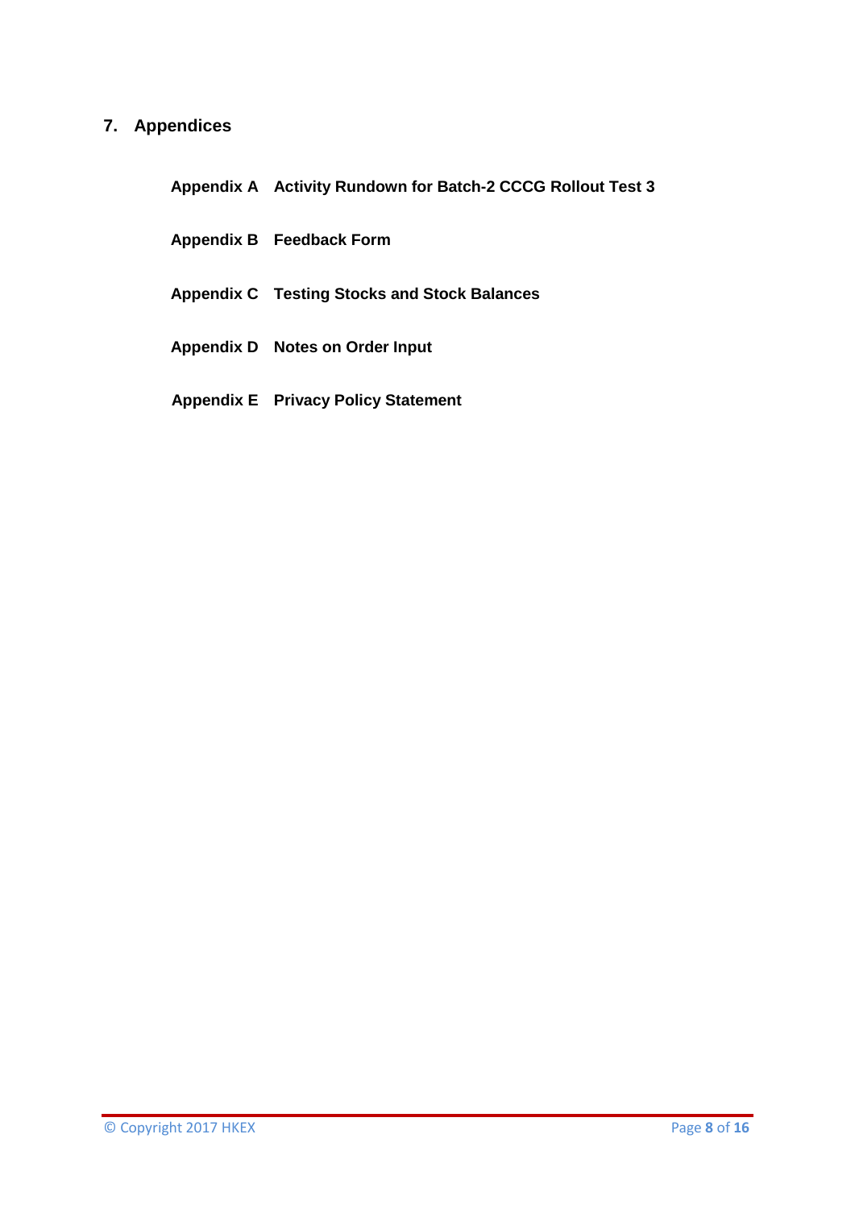## 7. Appendices

**Appendix A** **Activity Rundown for Batch-2 CCCG Rollout Test 3**

**Appendix B** **Feedback Form**

**Appendix C** **Testing Stocks and Stock Balances**

**Appendix D** **Notes on Order Input**

**Appendix E** **Privacy Policy Statement**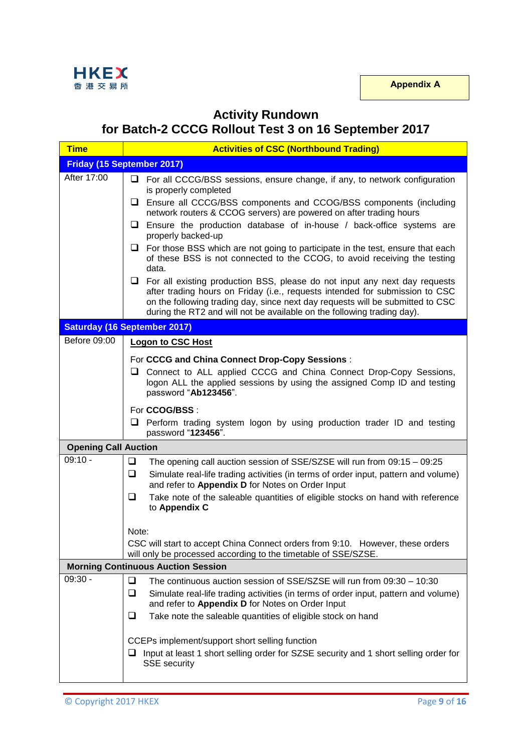**Appendix A**

# Activity Rundown
# for Batch-2 CCCG Rollout Test 3 on 16 September 2017

| Time | Activities of CSC (Northbound Trading) |
|---|---|
| **Friday (15 September 2017)** | |
| After 17:00 | ❑ For all CCCG/BSS sessions, ensure change, if any, to network configuration is properly completed<br>❑ Ensure all CCCG/BSS components and CCOG/BSS components (including network routers & CCOG servers) are powered on after trading hours<br>❑ Ensure the production database of in-house / back-office systems are properly backed-up<br>❑ For those BSS which are not going to participate in the test, ensure that each of these BSS is not connected to the CCOG, to avoid receiving the testing data.<br>❑ For all existing production BSS, please do not input any next day requests after trading hours on Friday (i.e., requests intended for submission to CSC on the following trading day, since next day requests will be submitted to CSC during the RT2 and will not be available on the following trading day). |
| **Saturday (16 September 2017)** | |
| Before 09:00 | **<u>Logon to CSC Host</u>**<br><br>For **CCCG and China Connect Drop-Copy Sessions** :<br>❑ Connect to ALL applied CCCG and China Connect Drop-Copy Sessions, logon ALL the applied sessions by using the assigned Comp ID and testing password "**Ab123456**".<br><br>For **CCOG/BSS** :<br>❑ Perform trading system logon by using production trader ID and testing password "**123456**". |
| **Opening Call Auction** | |
| 09:10 - | ❑ The opening call auction session of SSE/SZSE will run from 09:15 – 09:25<br>❑ Simulate real-life trading activities (in terms of order input, pattern and volume) and refer to **Appendix D** for Notes on Order Input<br>❑ Take note of the saleable quantities of eligible stocks on hand with reference to **Appendix C**<br><br>Note:<br>CSC will start to accept China Connect orders from 9:10. However, these orders will only be processed according to the timetable of SSE/SZSE. |
| **Morning Continuous Auction Session** | |
| 09:30 - | ❑ The continuous auction session of SSE/SZSE will run from 09:30 – 10:30<br>❑ Simulate real-life trading activities (in terms of order input, pattern and volume) and refer to **Appendix D** for Notes on Order Input<br>❑ Take note the saleable quantities of eligible stock on hand<br><br>CCEPs implement/support short selling function<br>❑ Input at least 1 short selling order for SZSE security and 1 short selling order for SSE security |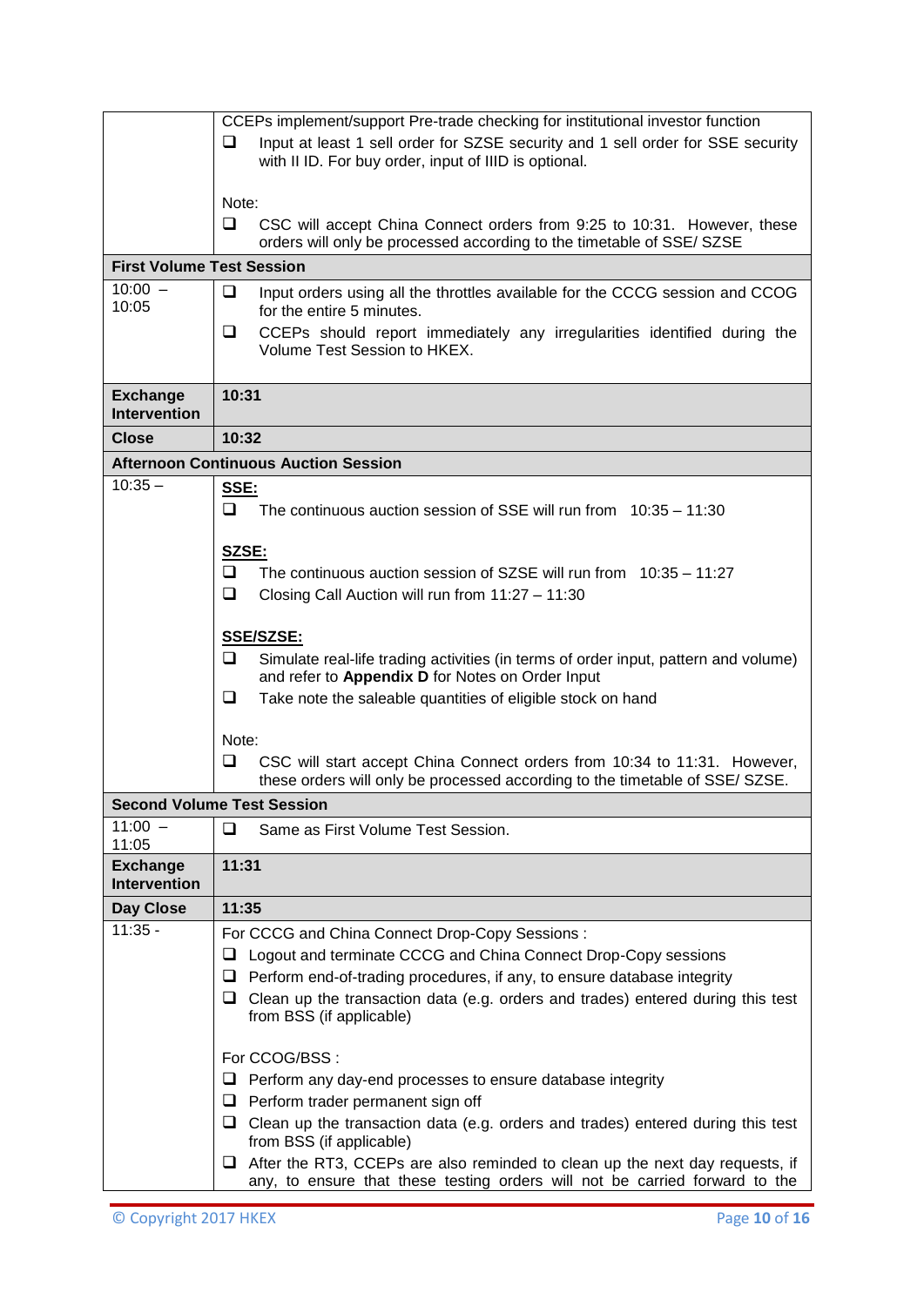| | |
|---|---|
| | CCEPs implement/support Pre-trade checking for institutional investor function<br>❑ Input at least 1 sell order for SZSE security and 1 sell order for SSE security with II ID. For buy order, input of IIID is optional.<br><br>Note:<br>❑ CSC will accept China Connect orders from 9:25 to 10:31. However, these orders will only be processed according to the timetable of SSE/ SZSE |
| **First Volume Test Session** | |
| 10:00 – 10:05 | ❑ Input orders using all the throttles available for the CCCG session and CCOG for the entire 5 minutes.<br>❑ CCEPs should report immediately any irregularities identified during the Volume Test Session to HKEX. |
| **Exchange Intervention** | **10:31** |
| **Close** | **10:32** |
| **Afternoon Continuous Auction Session** | |
| 10:35 – | **SSE:**<br>❑ The continuous auction session of SSE will run from 10:35 – 11:30<br><br>**SZSE:**<br>❑ The continuous auction session of SZSE will run from 10:35 – 11:27<br>❑ Closing Call Auction will run from 11:27 – 11:30<br><br>**SSE/SZSE:**<br>❑ Simulate real-life trading activities (in terms of order input, pattern and volume) and refer to **Appendix D** for Notes on Order Input<br>❑ Take note the saleable quantities of eligible stock on hand<br><br>Note:<br>❑ CSC will start accept China Connect orders from 10:34 to 11:31. However, these orders will only be processed according to the timetable of SSE/ SZSE. |
| **Second Volume Test Session** | |
| 11:00 – 11:05 | ❑ Same as First Volume Test Session. |
| **Exchange Intervention** | **11:31** |
| **Day Close** | **11:35** |
| 11:35 - | For CCCG and China Connect Drop-Copy Sessions :<br>❑ Logout and terminate CCCG and China Connect Drop-Copy sessions<br>❑ Perform end-of-trading procedures, if any, to ensure database integrity<br>❑ Clean up the transaction data (e.g. orders and trades) entered during this test from BSS (if applicable)<br><br>For CCOG/BSS :<br>❑ Perform any day-end processes to ensure database integrity<br>❑ Perform trader permanent sign off<br>❑ Clean up the transaction data (e.g. orders and trades) entered during this test from BSS (if applicable)<br>❑ After the RT3, CCEPs are also reminded to clean up the next day requests, if any, to ensure that these testing orders will not be carried forward to the |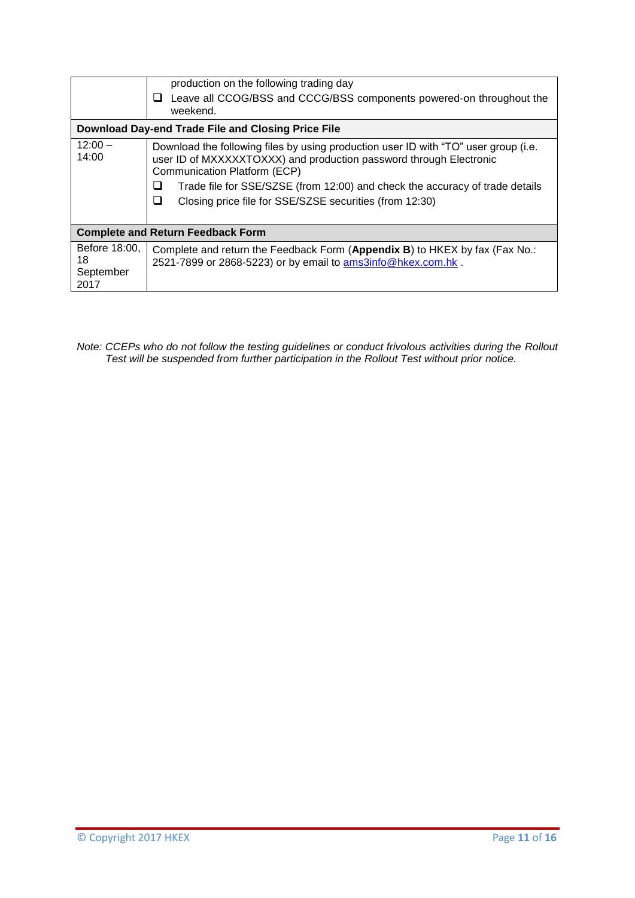| | |
|---|---|
| | production on the following trading day<br>❑ Leave all CCOG/BSS and CCCG/BSS components powered-on throughout the weekend. |
| **Download Day-end Trade File and Closing Price File** | |
| 12:00 – 14:00 | Download the following files by using production user ID with "TO" user group (i.e. user ID of MXXXXXTOXXX) and production password through Electronic Communication Platform (ECP)<br>❑ Trade file for SSE/SZSE (from 12:00) and check the accuracy of trade details<br>❑ Closing price file for SSE/SZSE securities (from 12:30) |
| **Complete and Return Feedback Form** | |
| Before 18:00, 18 September 2017 | Complete and return the Feedback Form (**Appendix B**) to HKEX by fax (Fax No.: 2521-7899 or 2868-5223) or by email to ams3info@hkex.com.hk . |

*Note: CCEPs who do not follow the testing guidelines or conduct frivolous activities during the Rollout Test will be suspended from further participation in the Rollout Test without prior notice.*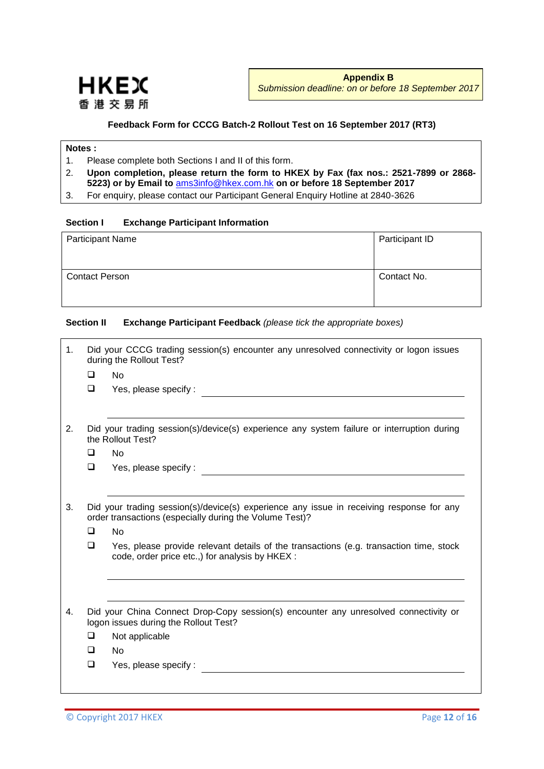**HKEX**
**香港交易所**

**Appendix B**
*Submission deadline: on or before 18 September 2017*

**Feedback Form for CCCG Batch-2 Rollout Test on 16 September 2017 (RT3)**

**Notes :**

1. Please complete both Sections I and II of this form.
2. **Upon completion, please return the form to HKEX by Fax (fax nos.: 2521-7899 or 2868-5223) or by Email to** ams3info@hkex.com.hk **on or before 18 September 2017**
3. For enquiry, please contact our Participant General Enquiry Hotline at 2840-3626

**Section I Exchange Participant Information**

| Participant Name | Participant ID |
|---|---|
| Contact Person | Contact No. |

**Section II Exchange Participant Feedback** *(please tick the appropriate boxes)*

1. Did your CCCG trading session(s) encounter any unresolved connectivity or logon issues during the Rollout Test?
   - ❑ No
   - ❑ Yes, please specify : ____________________

2. Did your trading session(s)/device(s) experience any system failure or interruption during the Rollout Test?
   - ❑ No
   - ❑ Yes, please specify : ____________________

3. Did your trading session(s)/device(s) experience any issue in receiving response for any order transactions (especially during the Volume Test)?
   - ❑ No
   - ❑ Yes, please provide relevant details of the transactions (e.g. transaction time, stock code, order price etc.,) for analysis by HKEX :

4. Did your China Connect Drop-Copy session(s) encounter any unresolved connectivity or logon issues during the Rollout Test?
   - ❑ Not applicable
   - ❑ No
   - ❑ Yes, please specify : ____________________

© Copyright 2017 HKEX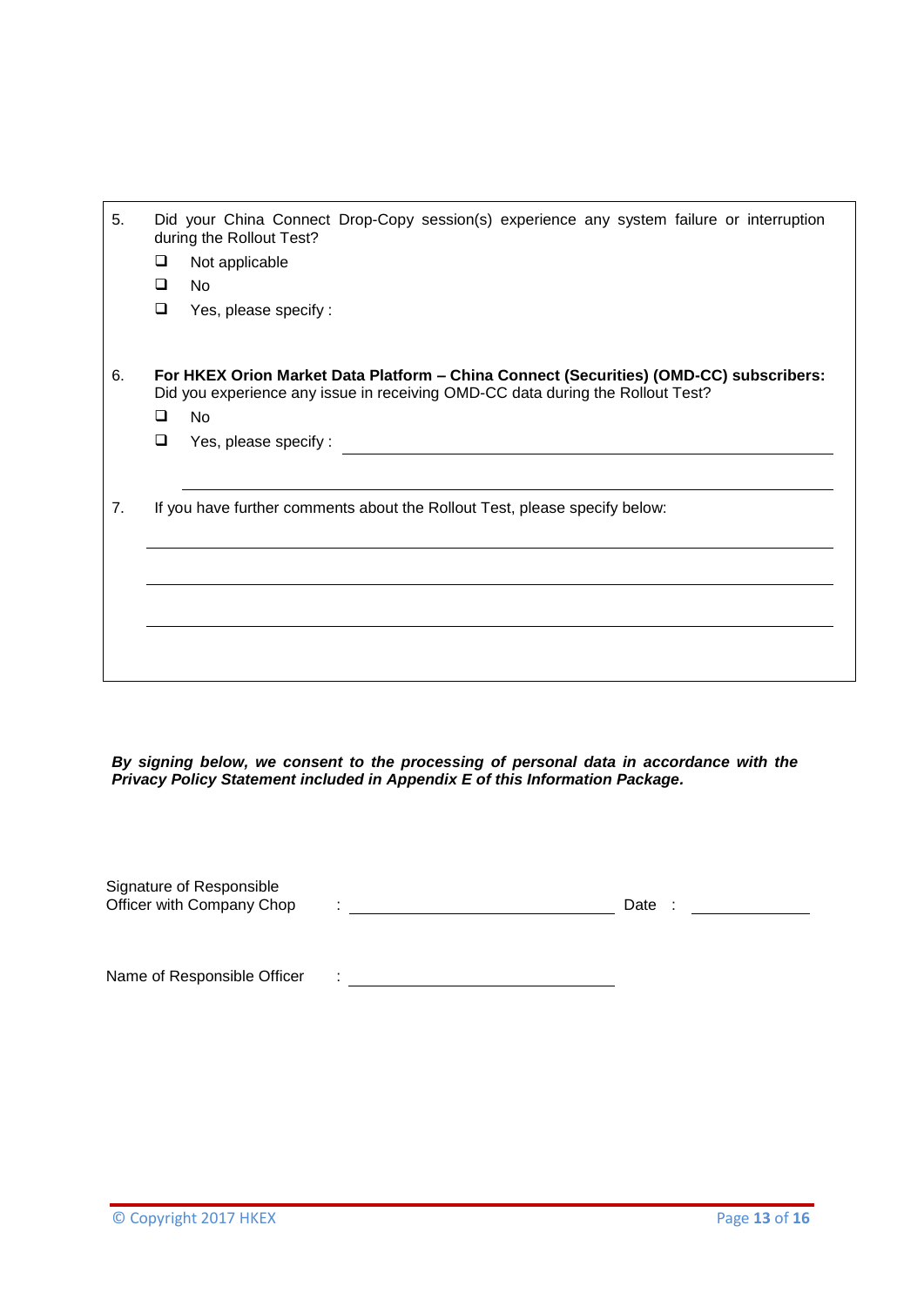5. Did your China Connect Drop-Copy session(s) experience any system failure or interruption during the Rollout Test?

   - ❑ Not applicable
   - ❑ No
   - ❑ Yes, please specify :

6. **For HKEX Orion Market Data Platform – China Connect (Securities) (OMD-CC) subscribers:** Did you experience any issue in receiving OMD-CC data during the Rollout Test?

   - ❑ No
   - ❑ Yes, please specify : \_\_\_\_\_\_\_\_\_\_\_\_\_\_\_\_\_\_\_\_\_\_\_\_\_\_\_\_\_\_\_\_\_\_\_\_\_\_\_\_

   \_\_\_\_\_\_\_\_\_\_\_\_\_\_\_\_\_\_\_\_\_\_\_\_\_\_\_\_\_\_\_\_\_\_\_\_\_\_\_\_\_\_\_\_\_\_\_\_\_\_\_\_\_\_

7. If you have further comments about the Rollout Test, please specify below:

   \_\_\_\_\_\_\_\_\_\_\_\_\_\_\_\_\_\_\_\_\_\_\_\_\_\_\_\_\_\_\_\_\_\_\_\_\_\_\_\_\_\_\_\_\_\_\_\_\_\_\_\_\_\_

   \_\_\_\_\_\_\_\_\_\_\_\_\_\_\_\_\_\_\_\_\_\_\_\_\_\_\_\_\_\_\_\_\_\_\_\_\_\_\_\_\_\_\_\_\_\_\_\_\_\_\_\_\_\_

   \_\_\_\_\_\_\_\_\_\_\_\_\_\_\_\_\_\_\_\_\_\_\_\_\_\_\_\_\_\_\_\_\_\_\_\_\_\_\_\_\_\_\_\_\_\_\_\_\_\_\_\_\_\_

***By signing below, we consent to the processing of personal data in accordance with the Privacy Policy Statement included in Appendix E of this Information Package.***

Signature of Responsible Officer with Company Chop : \_\_\_\_\_\_\_\_\_\_\_\_\_\_\_\_\_\_\_\_\_\_\_\_\_\_\_\_ Date : \_\_\_\_\_\_\_\_\_\_\_\_

Name of Responsible Officer : \_\_\_\_\_\_\_\_\_\_\_\_\_\_\_\_\_\_\_\_\_\_\_\_\_\_\_\_

© Copyright 2017 HKEX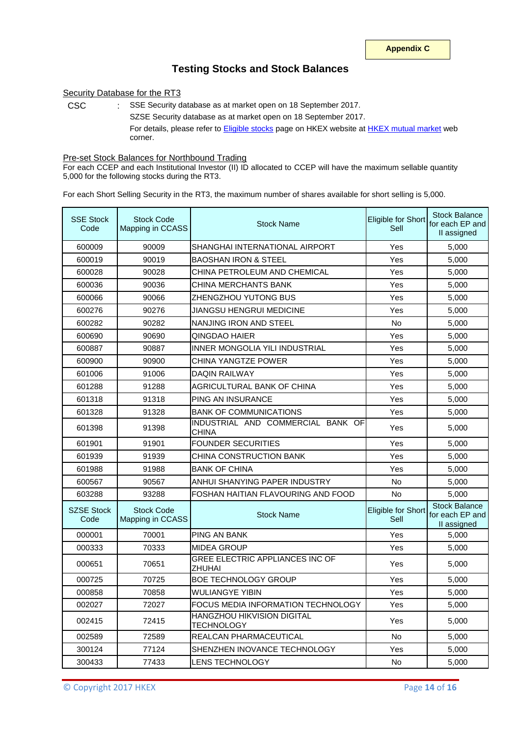**Appendix C**

## Testing Stocks and Stock Balances

Security Database for the RT3

CSC : SSE Security database as at market open on 18 September 2017.

SZSE Security database as at market open on 18 September 2017.

For details, please refer to Eligible stocks page on HKEX website at HKEX mutual market web corner.

Pre-set Stock Balances for Northbound Trading

For each CCEP and each Institutional Investor (II) ID allocated to CCEP will have the maximum sellable quantity 5,000 for the following stocks during the RT3.

For each Short Selling Security in the RT3, the maximum number of shares available for short selling is 5,000.

| SSE Stock Code | Stock Code Mapping in CCASS | Stock Name | Eligible for Short Sell | Stock Balance for each EP and II assigned |
|---|---|---|---|---|
| 600009 | 90009 | SHANGHAI INTERNATIONAL AIRPORT | Yes | 5,000 |
| 600019 | 90019 | BAOSHAN IRON & STEEL | Yes | 5,000 |
| 600028 | 90028 | CHINA PETROLEUM AND CHEMICAL | Yes | 5,000 |
| 600036 | 90036 | CHINA MERCHANTS BANK | Yes | 5,000 |
| 600066 | 90066 | ZHENGZHOU YUTONG BUS | Yes | 5,000 |
| 600276 | 90276 | JIANGSU HENGRUI MEDICINE | Yes | 5,000 |
| 600282 | 90282 | NANJING IRON AND STEEL | No | 5,000 |
| 600690 | 90690 | QINGDAO HAIER | Yes | 5,000 |
| 600887 | 90887 | INNER MONGOLIA YILI INDUSTRIAL | Yes | 5,000 |
| 600900 | 90900 | CHINA YANGTZE POWER | Yes | 5,000 |
| 601006 | 91006 | DAQIN RAILWAY | Yes | 5,000 |
| 601288 | 91288 | AGRICULTURAL BANK OF CHINA | Yes | 5,000 |
| 601318 | 91318 | PING AN INSURANCE | Yes | 5,000 |
| 601328 | 91328 | BANK OF COMMUNICATIONS | Yes | 5,000 |
| 601398 | 91398 | INDUSTRIAL AND COMMERCIAL BANK OF CHINA | Yes | 5,000 |
| 601901 | 91901 | FOUNDER SECURITIES | Yes | 5,000 |
| 601939 | 91939 | CHINA CONSTRUCTION BANK | Yes | 5,000 |
| 601988 | 91988 | BANK OF CHINA | Yes | 5,000 |
| 600567 | 90567 | ANHUI SHANYING PAPER INDUSTRY | No | 5,000 |
| 603288 | 93288 | FOSHAN HAITIAN FLAVOURING AND FOOD | No | 5,000 |
| **SZSE Stock Code** | **Stock Code Mapping in CCASS** | **Stock Name** | **Eligible for Short Sell** | **Stock Balance for each EP and II assigned** |
| 000001 | 70001 | PING AN BANK | Yes | 5,000 |
| 000333 | 70333 | MIDEA GROUP | Yes | 5,000 |
| 000651 | 70651 | GREE ELECTRIC APPLIANCES INC OF ZHUHAI | Yes | 5,000 |
| 000725 | 70725 | BOE TECHNOLOGY GROUP | Yes | 5,000 |
| 000858 | 70858 | WULIANGYE YIBIN | Yes | 5,000 |
| 002027 | 72027 | FOCUS MEDIA INFORMATION TECHNOLOGY | Yes | 5,000 |
| 002415 | 72415 | HANGZHOU HIKVISION DIGITAL TECHNOLOGY | Yes | 5,000 |
| 002589 | 72589 | REALCAN PHARMACEUTICAL | No | 5,000 |
| 300124 | 77124 | SHENZHEN INOVANCE TECHNOLOGY | Yes | 5,000 |
| 300433 | 77433 | LENS TECHNOLOGY | No | 5,000 |

© Copyright 2017 HKEX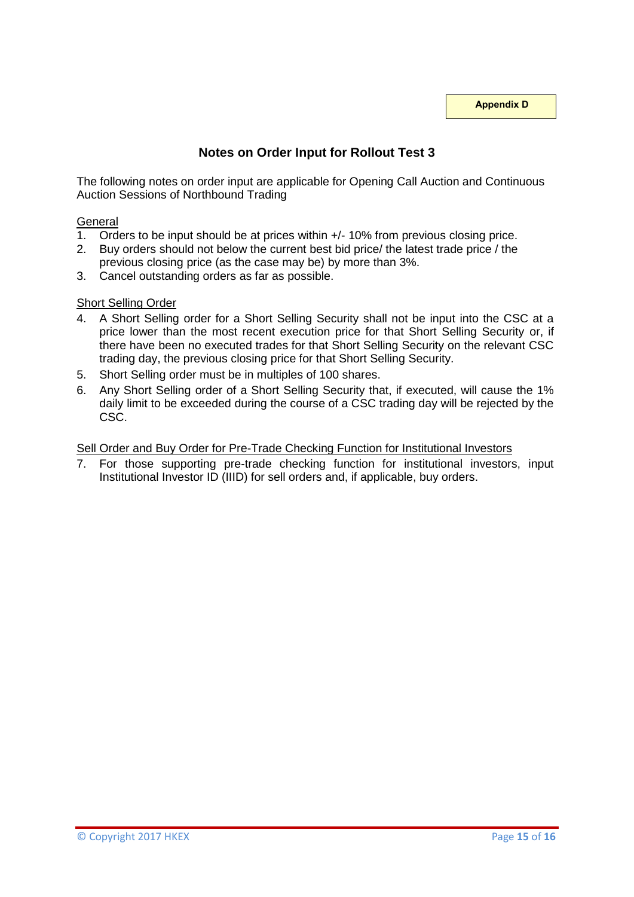**Appendix D**

## Notes on Order Input for Rollout Test 3

The following notes on order input are applicable for Opening Call Auction and Continuous Auction Sessions of Northbound Trading

General

1. Orders to be input should be at prices within +/- 10% from previous closing price.
2. Buy orders should not below the current best bid price/ the latest trade price / the previous closing price (as the case may be) by more than 3%.
3. Cancel outstanding orders as far as possible.

Short Selling Order

4. A Short Selling order for a Short Selling Security shall not be input into the CSC at a price lower than the most recent execution price for that Short Selling Security or, if there have been no executed trades for that Short Selling Security on the relevant CSC trading day, the previous closing price for that Short Selling Security.
5. Short Selling order must be in multiples of 100 shares.
6. Any Short Selling order of a Short Selling Security that, if executed, will cause the 1% daily limit to be exceeded during the course of a CSC trading day will be rejected by the CSC.

Sell Order and Buy Order for Pre-Trade Checking Function for Institutional Investors

7. For those supporting pre-trade checking function for institutional investors, input Institutional Investor ID (IIID) for sell orders and, if applicable, buy orders.

© Copyright 2017 HKEX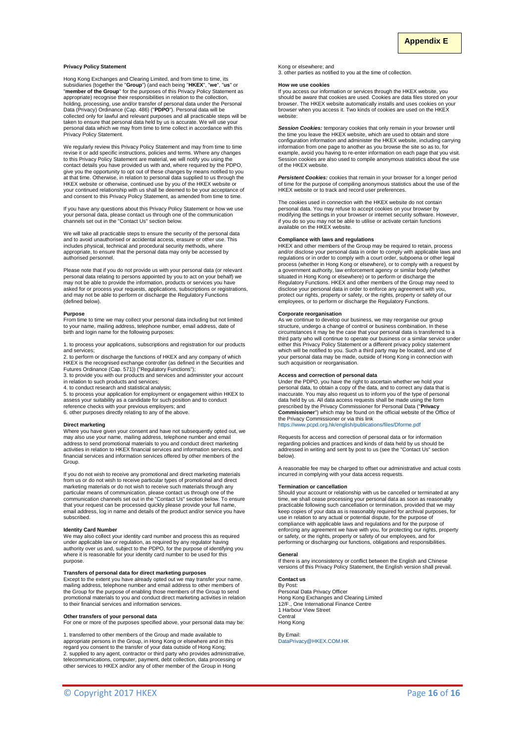**Appendix E**

**Privacy Policy Statement**

Hong Kong Exchanges and Clearing Limited, and from time to time, its subsidiaries (together the "**Group**") (and each being "**HKEX**", "**we**", "**us**" or "**member of the Group**" for the purposes of this Privacy Policy Statement as appropriate) recognise their responsibilities in relation to the collection, holding, processing, use and/or transfer of personal data under the Personal Data (Privacy) Ordinance (Cap. 486) ("**PDPO**"). Personal data will be collected only for lawful and relevant purposes and all practicable steps will be taken to ensure that personal data held by us is accurate. We will use your personal data which we may from time to time collect in accordance with this Privacy Policy Statement.

We regularly review this Privacy Policy Statement and may from time to time revise it or add specific instructions, policies and terms. Where any changes to this Privacy Policy Statement are material, we will notify you using the contact details you have provided us with and, where required by the PDPO, give you the opportunity to opt out of these changes by means notified to you at that time. Otherwise, in relation to personal data supplied to us through the HKEX website or otherwise, continued use by you of the HKEX website or your continued relationship with us shall be deemed to be your acceptance of and consent to this Privacy Policy Statement, as amended from time to time.

If you have any questions about this Privacy Policy Statement or how we use your personal data, please contact us through one of the communication channels set out in the "Contact Us" section below.

We will take all practicable steps to ensure the security of the personal data and to avoid unauthorised or accidental access, erasure or other use. This includes physical, technical and procedural security methods, where appropriate, to ensure that the personal data may only be accessed by authorised personnel.

Please note that if you do not provide us with your personal data (or relevant personal data relating to persons appointed by you to act on your behalf) we may not be able to provide the information, products or services you have asked for or process your requests, applications, subscriptions or registrations, and may not be able to perform or discharge the Regulatory Functions (defined below).

**Purpose**

From time to time we may collect your personal data including but not limited to your name, mailing address, telephone number, email address, date of birth and login name for the following purposes:

1. to process your applications, subscriptions and registration for our products and services;
2. to perform or discharge the functions of HKEX and any company of which HKEX is the recognised exchange controller (as defined in the Securities and Futures Ordinance (Cap. 571)) ("Regulatory Functions");
3. to provide you with our products and services and administer your account in relation to such products and services;
4. to conduct research and statistical analysis;
5. to process your application for employment or engagement within HKEX to assess your suitability as a candidate for such position and to conduct reference checks with your previous employers; and
6. other purposes directly relating to any of the above.

**Direct marketing**

Where you have given your consent and have not subsequently opted out, we may also use your name, mailing address, telephone number and email address to send promotional materials to you and conduct direct marketing activities in relation to HKEX financial services and information services, and financial services and information services offered by other members of the Group.

If you do not wish to receive any promotional and direct marketing materials from us or do not wish to receive particular types of promotional and direct marketing materials or do not wish to receive such materials through any particular means of communication, please contact us through one of the communication channels set out in the "Contact Us" section below. To ensure that your request can be processed quickly please provide your full name, email address, log in name and details of the product and/or service you have subscribed.

**Identity Card Number**

We may also collect your identity card number and process this as required under applicable law or regulation, as required by any regulator having authority over us and, subject to the PDPO, for the purpose of identifying you where it is reasonable for your identity card number to be used for this purpose.

**Transfers of personal data for direct marketing purposes**

Except to the extent you have already opted out we may transfer your name, mailing address, telephone number and email address to other members of the Group for the purpose of enabling those members of the Group to send promotional materials to you and conduct direct marketing activities in relation to their financial services and information services.

**Other transfers of your personal data**

For one or more of the purposes specified above, your personal data may be:

1. transferred to other members of the Group and made available to appropriate persons in the Group, in Hong Kong or elsewhere and in this regard you consent to the transfer of your data outside of Hong Kong;
2. supplied to any agent, contractor or third party who provides administrative, telecommunications, computer, payment, debt collection, data processing or other services to HKEX and/or any of other member of the Group in Hong Kong or elsewhere; and
3. other parties as notified to you at the time of collection.

**How we use cookies**

If you access our information or services through the HKEX website, you should be aware that cookies are used. Cookies are data files stored on your browser. The HKEX website automatically installs and uses cookies on your browser when you access it. Two kinds of cookies are used on the HKEX website:

***Session Cookies:*** temporary cookies that only remain in your browser until the time you leave the HKEX website, which are used to obtain and store configuration information and administer the HKEX website, including carrying information from one page to another as you browse the site so as to, for example, avoid you having to re-enter information on each page that you visit. Session cookies are also used to compile anonymous statistics about the use of the HKEX website.

***Persistent Cookies:*** cookies that remain in your browser for a longer period of time for the purpose of compiling anonymous statistics about the use of the HKEX website or to track and record user preferences.

The cookies used in connection with the HKEX website do not contain personal data. You may refuse to accept cookies on your browser by modifying the settings in your browser or internet security software. However, if you do so you may not be able to utilise or activate certain functions available on the HKEX website.

**Compliance with laws and regulations**

HKEX and other members of the Group may be required to retain, process and/or disclose your personal data in order to comply with applicable laws and regulations or in order to comply with a court order, subpoena or other legal process (whether in Hong Kong or elsewhere), or to comply with a request by a government authority, law enforcement agency or similar body (whether situated in Hong Kong or elsewhere) or to perform or discharge the Regulatory Functions. HKEX and other members of the Group may need to disclose your personal data in order to enforce any agreement with you, protect our rights, property or safety, or the rights, property or safety of our employees, or to perform or discharge the Regulatory Functions.

**Corporate reorganisation**

As we continue to develop our business, we may reorganise our group structure, undergo a change of control or business combination. In these circumstances it may be the case that your personal data is transferred to a third party who will continue to operate our business or a similar service under either this Privacy Policy Statement or a different privacy policy statement which will be notified to you. Such a third party may be located, and use of your personal data may be made, outside of Hong Kong in connection with such acquisition or reorganisation.

**Access and correction of personal data**

Under the PDPO, you have the right to ascertain whether we hold your personal data, to obtain a copy of the data, and to correct any data that is inaccurate. You may also request us to inform you of the type of personal data held by us. All data access requests shall be made using the form prescribed by the Privacy Commissioner for Personal Data ("**Privacy Commissioner**") which may be found on the official website of the Office of the Privacy Commissioner or via this link
https://www.pcpd.org.hk/english/publications/files/Dforme.pdf

Requests for access and correction of personal data or for information regarding policies and practices and kinds of data held by us should be addressed in writing and sent by post to us (see the "Contact Us" section below).

A reasonable fee may be charged to offset our administrative and actual costs incurred in complying with your data access requests.

**Termination or cancellation**

Should your account or relationship with us be cancelled or terminated at any time, we shall cease processing your personal data as soon as reasonably practicable following such cancellation or termination, provided that we may keep copies of your data as is reasonably required for archival purposes, for use in relation to any actual or potential dispute, for the purpose of compliance with applicable laws and regulations and for the purpose of enforcing any agreement we have with you, for protecting our rights, property or safety, or the rights, property or safety of our employees, and for performing or discharging our functions, obligations and responsibilities.

**General**

If there is any inconsistency or conflict between the English and Chinese versions of this Privacy Policy Statement, the English version shall prevail.

**Contact us**

By Post:
Personal Data Privacy Officer
Hong Kong Exchanges and Clearing Limited
12/F., One International Finance Centre
1 Harbour View Street
Central
Hong Kong

By Email:
DataPrivacy@HKEX.COM.HK